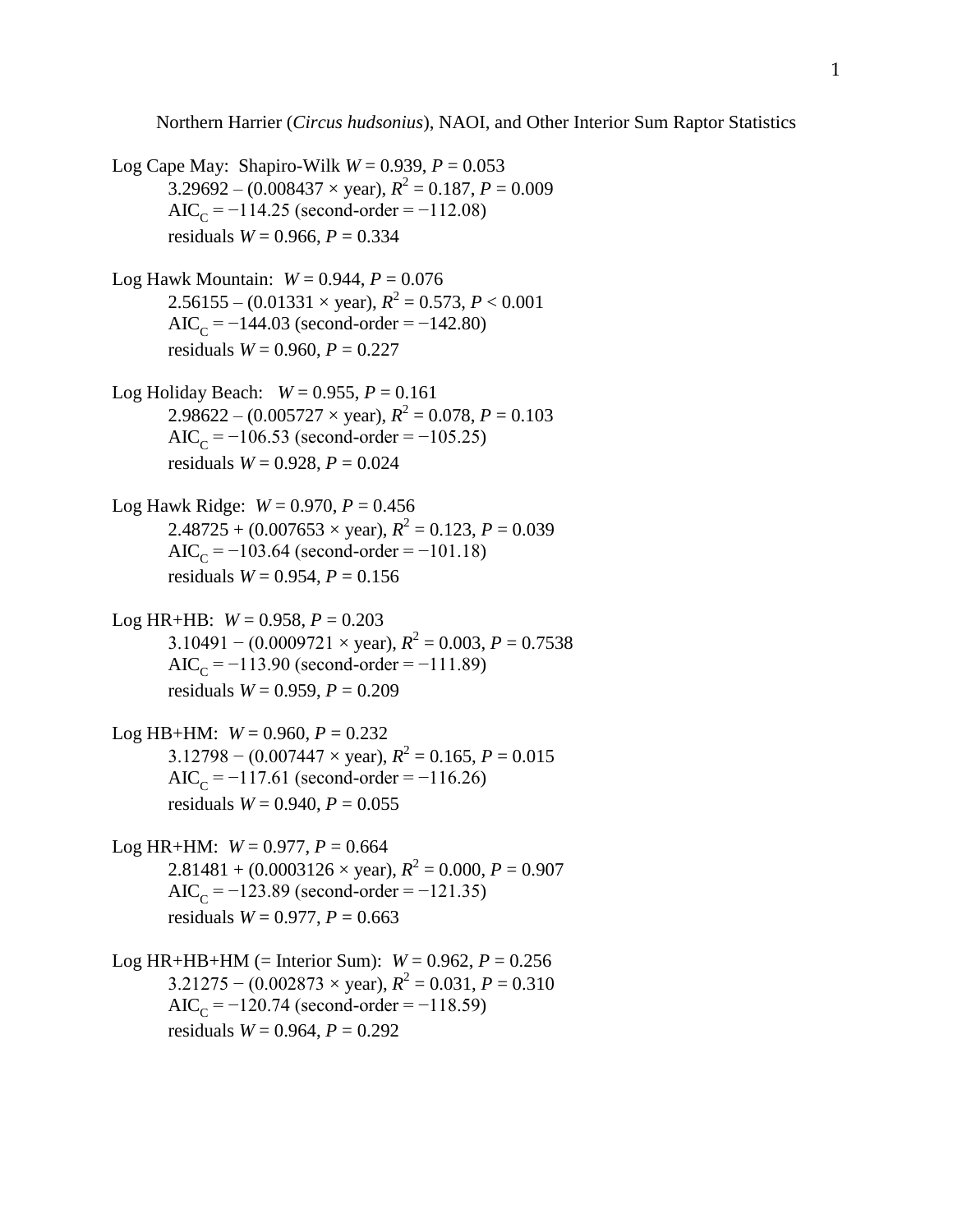Northern Harrier (*Circus hudsonius*), NAOI, and Other Interior Sum Raptor Statistics

Log Cape May: Shapiro-Wilk $W = 0.939$, $P = 0.053$

$3.29692 - (0.008437 \times \text{year})$, $R^2 = 0.187$, $P = 0.009$

$AIC_C = -114.25$ (second-order = $-112.08$)

residuals $W = 0.966$, $P = 0.334$

Log Hawk Mountain: $W = 0.944$, $P = 0.076$

$2.56155 - (0.01331 \times \text{year})$, $R^2 = 0.573$, $P < 0.001$

$AIC_C = -144.03$ (second-order = $-142.80$)

residuals $W = 0.960$, $P = 0.227$

Log Holiday Beach: $W = 0.955$, $P = 0.161$

$2.98622 - (0.005727 \times \text{year})$, $R^2 = 0.078$, $P = 0.103$

$AIC_C = -106.53$ (second-order = $-105.25$)

residuals $W = 0.928$, $P = 0.024$

Log Hawk Ridge: $W = 0.970$, $P = 0.456$

$2.48725 + (0.007653 \times \text{year})$, $R^2 = 0.123$, $P = 0.039$

$AIC_C = -103.64$ (second-order = $-101.18$)

residuals $W = 0.954$, $P = 0.156$

Log HR+HB: $W = 0.958$, $P = 0.203$

$3.10491 - (0.0009721 \times \text{year})$, $R^2 = 0.003$, $P = 0.7538$

$AIC_C = -113.90$ (second-order = $-111.89$)

residuals $W = 0.959$, $P = 0.209$

Log HB+HM: $W = 0.960$, $P = 0.232$

$3.12798 - (0.007447 \times \text{year})$, $R^2 = 0.165$, $P = 0.015$

$AIC_C = -117.61$ (second-order = $-116.26$)

residuals $W = 0.940$, $P = 0.055$

Log HR+HM: $W = 0.977$, $P = 0.664$

$2.81481 + (0.0003126 \times \text{year})$, $R^2 = 0.000$, $P = 0.907$

$AIC_C = -123.89$ (second-order = $-121.35$)

residuals $W = 0.977$, $P = 0.663$

Log HR+HB+HM (= Interior Sum): $W = 0.962$, $P = 0.256$

$3.21275 - (0.002873 \times \text{year})$, $R^2 = 0.031$, $P = 0.310$

$AIC_C = -120.74$ (second-order = $-118.59$)

residuals $W = 0.964$, $P = 0.292$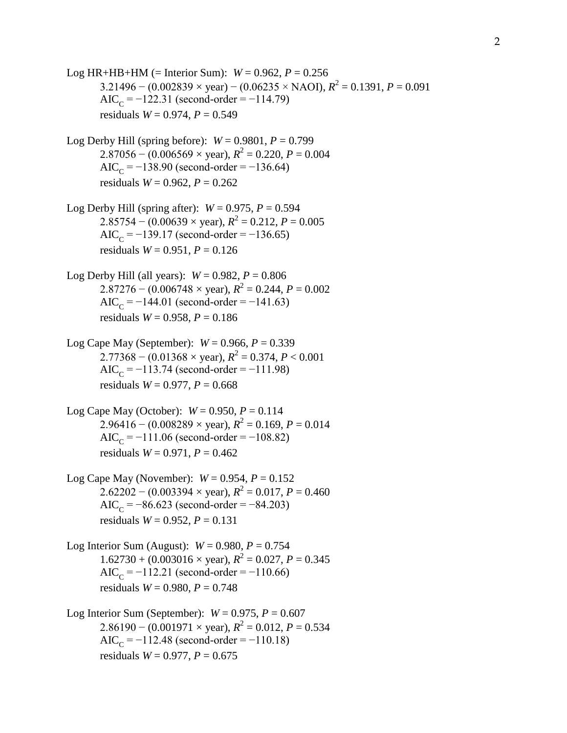Log HR+HB+HM (= Interior Sum): $W = 0.962$, $P = 0.256$

$3.21496 - (0.002839 \times \text{year}) - (0.06235 \times \text{NAOI})$, $R^2 = 0.1391$, $P = 0.091$

$\text{AIC}_\text{C} = -122.31$ (second-order = $-114.79$)

residuals $W = 0.974$, $P = 0.549$

Log Derby Hill (spring before): $W = 0.9801$, $P = 0.799$

$2.87056 - (0.006569 \times \text{year})$, $R^2 = 0.220$, $P = 0.004$

$\text{AIC}_\text{C} = -138.90$ (second-order = $-136.64$)

residuals $W = 0.962$, $P = 0.262$

Log Derby Hill (spring after): $W = 0.975$, $P = 0.594$

$2.85754 - (0.00639 \times \text{year})$, $R^2 = 0.212$, $P = 0.005$

$\text{AIC}_\text{C} = -139.17$ (second-order = $-136.65$)

residuals $W = 0.951$, $P = 0.126$

Log Derby Hill (all years): $W = 0.982$, $P = 0.806$

$2.87276 - (0.006748 \times \text{year})$, $R^2 = 0.244$, $P = 0.002$

$\text{AIC}_\text{C} = -144.01$ (second-order = $-141.63$)

residuals $W = 0.958$, $P = 0.186$

Log Cape May (September): $W = 0.966$, $P = 0.339$

$2.77368 - (0.01368 \times \text{year})$, $R^2 = 0.374$, $P < 0.001$

$\text{AIC}_\text{C} = -113.74$ (second-order = $-111.98$)

residuals $W = 0.977$, $P = 0.668$

Log Cape May (October): $W = 0.950$, $P = 0.114$

$2.96416 - (0.008289 \times \text{year})$, $R^2 = 0.169$, $P = 0.014$

$\text{AIC}_\text{C} = -111.06$ (second-order = $-108.82$)

residuals $W = 0.971$, $P = 0.462$

Log Cape May (November): $W = 0.954$, $P = 0.152$

$2.62202 - (0.003394 \times \text{year})$, $R^2 = 0.017$, $P = 0.460$

$\text{AIC}_\text{C} = -86.623$ (second-order = $-84.203$)

residuals $W = 0.952$, $P = 0.131$

Log Interior Sum (August): $W = 0.980$, $P = 0.754$

$1.62730 + (0.003016 \times \text{year})$, $R^2 = 0.027$, $P = 0.345$

$\text{AIC}_\text{C} = -112.21$ (second-order = $-110.66$)

residuals $W = 0.980$, $P = 0.748$

Log Interior Sum (September): $W = 0.975$, $P = 0.607$

$2.86190 - (0.001971 \times \text{year})$, $R^2 = 0.012$, $P = 0.534$

$\text{AIC}_\text{C} = -112.48$ (second-order = $-110.18$)

residuals $W = 0.977$, $P = 0.675$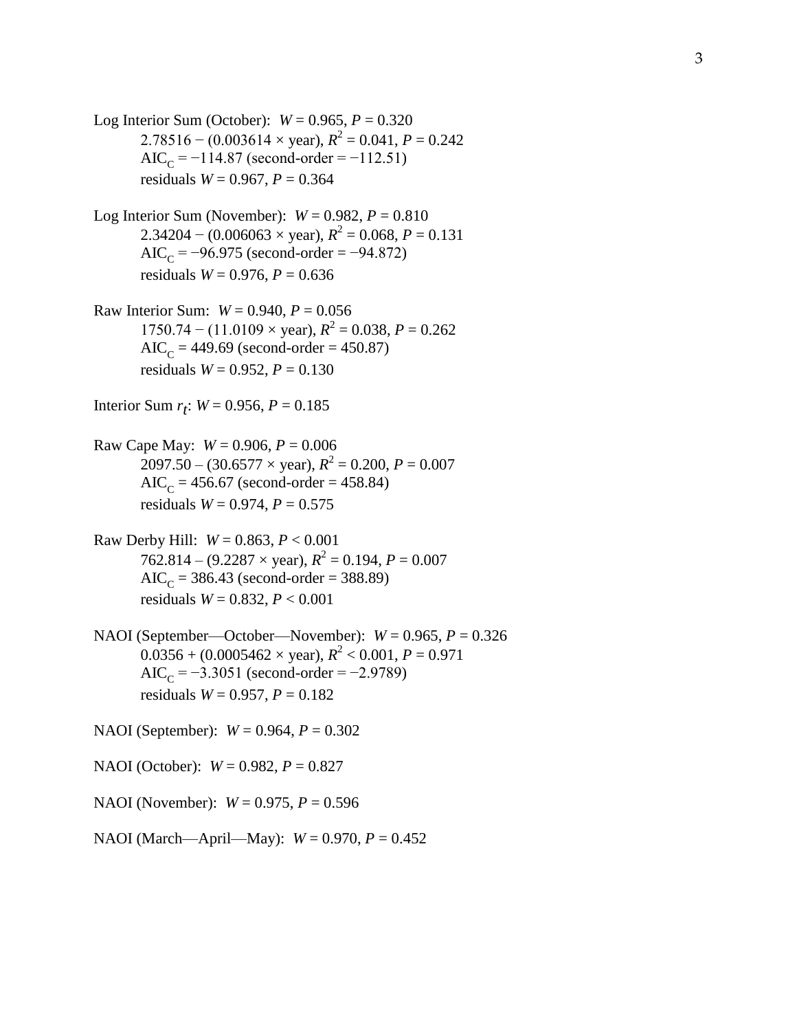Log Interior Sum (October): $W = 0.965$, $P = 0.320$

   $2.78516 - (0.003614 \times \text{year})$, $R^2 = 0.041$, $P = 0.242$

   $\text{AIC}_\text{C} = -114.87$ (second-order $= -112.51$)

   residuals $W = 0.967$, $P = 0.364$

Log Interior Sum (November): $W = 0.982$, $P = 0.810$

   $2.34204 - (0.006063 \times \text{year})$, $R^2 = 0.068$, $P = 0.131$

   $\text{AIC}_\text{C} = -96.975$ (second-order $= -94.872$)

   residuals $W = 0.976$, $P = 0.636$

Raw Interior Sum: $W = 0.940$, $P = 0.056$

   $1750.74 - (11.0109 \times \text{year})$, $R^2 = 0.038$, $P = 0.262$

   $\text{AIC}_\text{C} = 449.69$ (second-order $= 450.87$)

   residuals $W = 0.952$, $P = 0.130$

Interior Sum $r_t$: $W = 0.956$, $P = 0.185$

Raw Cape May: $W = 0.906$, $P = 0.006$

   $2097.50 - (30.6577 \times \text{year})$, $R^2 = 0.200$, $P = 0.007$

   $\text{AIC}_\text{C} = 456.67$ (second-order $= 458.84$)

   residuals $W = 0.974$, $P = 0.575$

Raw Derby Hill: $W = 0.863$, $P < 0.001$

   $762.814 - (9.2287 \times \text{year})$, $R^2 = 0.194$, $P = 0.007$

   $\text{AIC}_\text{C} = 386.43$ (second-order $= 388.89$)

   residuals $W = 0.832$, $P < 0.001$

NAOI (September—October—November): $W = 0.965$, $P = 0.326$

   $0.0356 + (0.0005462 \times \text{year})$, $R^2 < 0.001$, $P = 0.971$

   $\text{AIC}_\text{C} = -3.3051$ (second-order $= -2.9789$)

   residuals $W = 0.957$, $P = 0.182$

NAOI (September): $W = 0.964$, $P = 0.302$

NAOI (October): $W = 0.982$, $P = 0.827$

NAOI (November): $W = 0.975$, $P = 0.596$

NAOI (March—April—May): $W = 0.970$, $P = 0.452$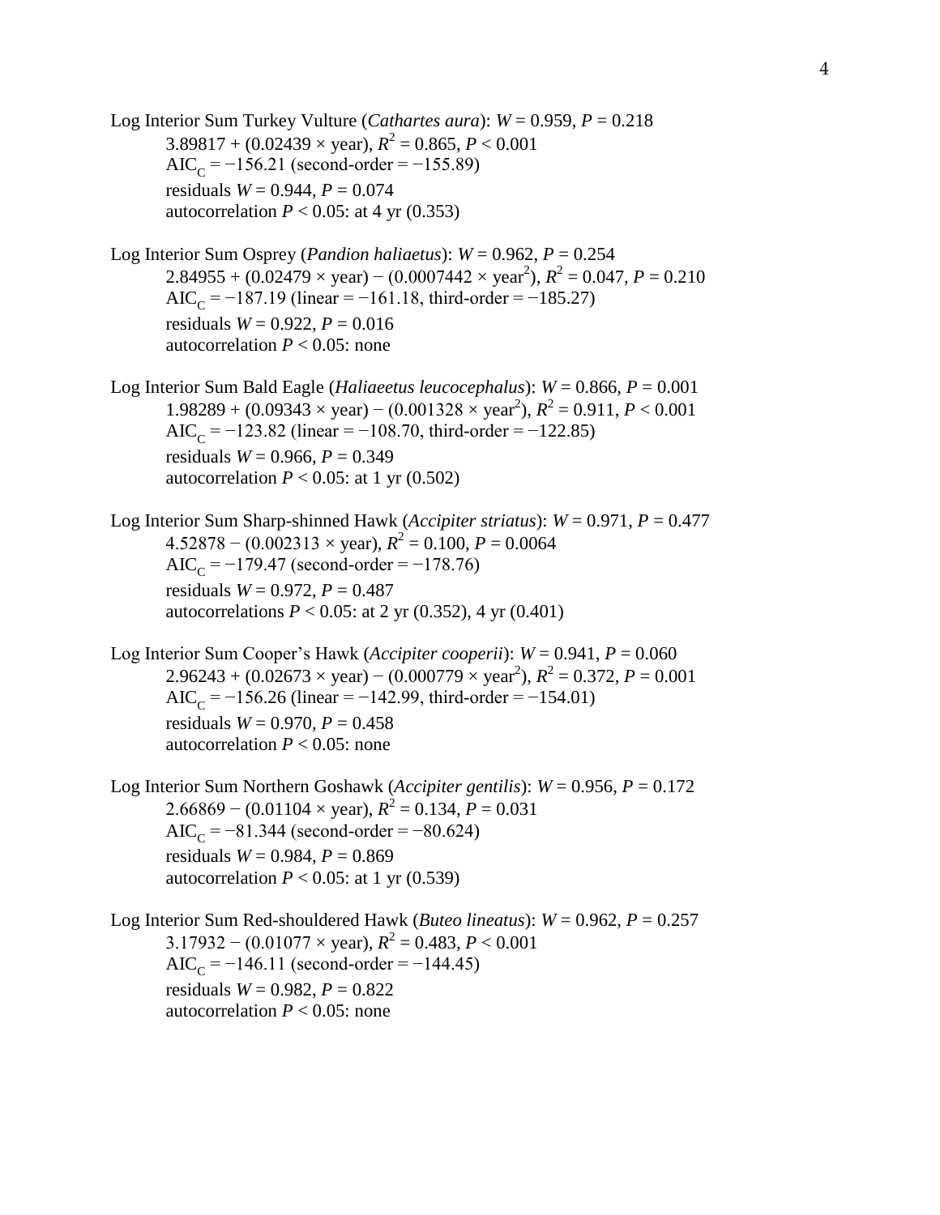Log Interior Sum Turkey Vulture (*Cathartes aura*): $W = 0.959$, $P = 0.218$

$3.89817 + (0.02439 \times \text{year})$, $R^2 = 0.865$, $P < 0.001$
$\text{AIC}_\text{C} = -156.21$ (second-order $= -155.89$)
residuals $W = 0.944$, $P = 0.074$
autocorrelation $P < 0.05$: at 4 yr (0.353)

Log Interior Sum Osprey (*Pandion haliaetus*): $W = 0.962$, $P = 0.254$

$2.84955 + (0.02479 \times \text{year}) - (0.0007442 \times \text{year}^2)$, $R^2 = 0.047$, $P = 0.210$
$\text{AIC}_\text{C} = -187.19$ (linear $= -161.18$, third-order $= -185.27$)
residuals $W = 0.922$, $P = 0.016$
autocorrelation $P < 0.05$: none

Log Interior Sum Bald Eagle (*Haliaeetus leucocephalus*): $W = 0.866$, $P = 0.001$

$1.98289 + (0.09343 \times \text{year}) - (0.001328 \times \text{year}^2)$, $R^2 = 0.911$, $P < 0.001$
$\text{AIC}_\text{C} = -123.82$ (linear $= -108.70$, third-order $= -122.85$)
residuals $W = 0.966$, $P = 0.349$
autocorrelation $P < 0.05$: at 1 yr (0.502)

Log Interior Sum Sharp-shinned Hawk (*Accipiter striatus*): $W = 0.971$, $P = 0.477$

$4.52878 - (0.002313 \times \text{year})$, $R^2 = 0.100$, $P = 0.0064$
$\text{AIC}_\text{C} = -179.47$ (second-order $= -178.76$)
residuals $W = 0.972$, $P = 0.487$
autocorrelations $P < 0.05$: at 2 yr (0.352), 4 yr (0.401)

Log Interior Sum Cooper's Hawk (*Accipiter cooperii*): $W = 0.941$, $P = 0.060$

$2.96243 + (0.02673 \times \text{year}) - (0.000779 \times \text{year}^2)$, $R^2 = 0.372$, $P = 0.001$
$\text{AIC}_\text{C} = -156.26$ (linear $= -142.99$, third-order $= -154.01$)
residuals $W = 0.970$, $P = 0.458$
autocorrelation $P < 0.05$: none

Log Interior Sum Northern Goshawk (*Accipiter gentilis*): $W = 0.956$, $P = 0.172$

$2.66869 - (0.01104 \times \text{year})$, $R^2 = 0.134$, $P = 0.031$
$\text{AIC}_\text{C} = -81.344$ (second-order $= -80.624$)
residuals $W = 0.984$, $P = 0.869$
autocorrelation $P < 0.05$: at 1 yr (0.539)

Log Interior Sum Red-shouldered Hawk (*Buteo lineatus*): $W = 0.962$, $P = 0.257$

$3.17932 - (0.01077 \times \text{year})$, $R^2 = 0.483$, $P < 0.001$
$\text{AIC}_\text{C} = -146.11$ (second-order $= -144.45$)
residuals $W = 0.982$, $P = 0.822$
autocorrelation $P < 0.05$: none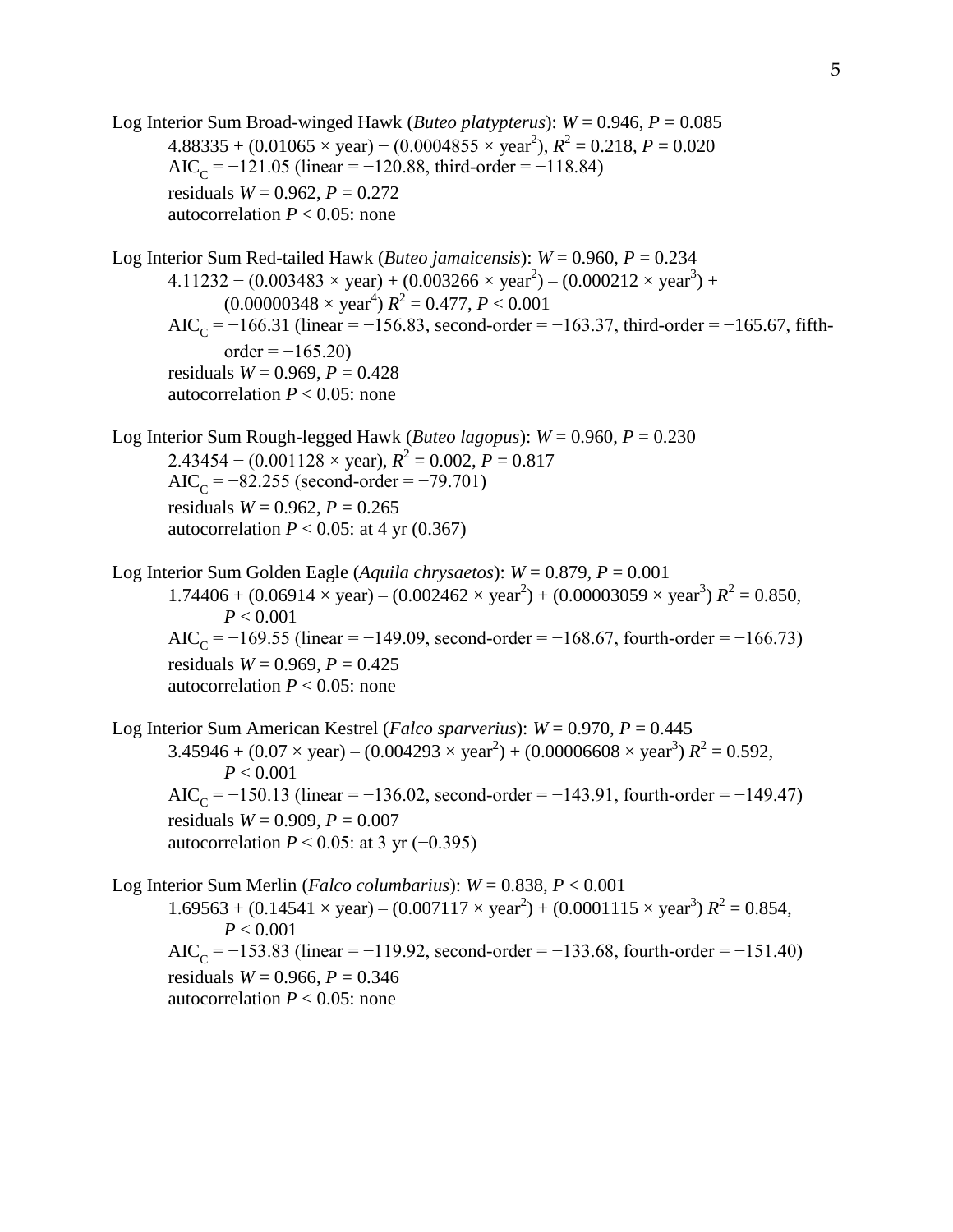Log Interior Sum Broad-winged Hawk (*Buteo platypterus*): $W = 0.946$, $P = 0.085$

$4.88335 + (0.01065 \times \text{year}) - (0.0004855 \times \text{year}^2)$, $R^2 = 0.218$, $P = 0.020$

$\text{AIC}_\text{C} = -121.05$ (linear = −120.88, third-order = −118.84)

residuals $W = 0.962$, $P = 0.272$

autocorrelation $P < 0.05$: none

Log Interior Sum Red-tailed Hawk (*Buteo jamaicensis*): $W = 0.960$, $P = 0.234$

$4.11232 - (0.003483 \times \text{year}) + (0.003266 \times \text{year}^2) - (0.000212 \times \text{year}^3) + (0.00000348 \times \text{year}^4)$ $R^2 = 0.477$, $P < 0.001$

$\text{AIC}_\text{C} = -166.31$ (linear = −156.83, second-order = −163.37, third-order = −165.67, fifth-order = −165.20)

residuals $W = 0.969$, $P = 0.428$

autocorrelation $P < 0.05$: none

Log Interior Sum Rough-legged Hawk (*Buteo lagopus*): $W = 0.960$, $P = 0.230$

$2.43454 - (0.001128 \times \text{year})$, $R^2 = 0.002$, $P = 0.817$

$\text{AIC}_\text{C} = -82.255$ (second-order = −79.701)

residuals $W = 0.962$, $P = 0.265$

autocorrelation $P < 0.05$: at 4 yr (0.367)

Log Interior Sum Golden Eagle (*Aquila chrysaetos*): $W = 0.879$, $P = 0.001$

$1.74406 + (0.06914 \times \text{year}) - (0.002462 \times \text{year}^2) + (0.00003059 \times \text{year}^3)$ $R^2 = 0.850$, $P < 0.001$

$\text{AIC}_\text{C} = -169.55$ (linear = −149.09, second-order = −168.67, fourth-order = −166.73)

residuals $W = 0.969$, $P = 0.425$

autocorrelation $P < 0.05$: none

Log Interior Sum American Kestrel (*Falco sparverius*): $W = 0.970$, $P = 0.445$

$3.45946 + (0.07 \times \text{year}) - (0.004293 \times \text{year}^2) + (0.00006608 \times \text{year}^3)$ $R^2 = 0.592$, $P < 0.001$

$\text{AIC}_\text{C} = -150.13$ (linear = −136.02, second-order = −143.91, fourth-order = −149.47)

residuals $W = 0.909$, $P = 0.007$

autocorrelation $P < 0.05$: at 3 yr (−0.395)

Log Interior Sum Merlin (*Falco columbarius*): $W = 0.838$, $P < 0.001$

$1.69563 + (0.14541 \times \text{year}) - (0.007117 \times \text{year}^2) + (0.0001115 \times \text{year}^3)$ $R^2 = 0.854$, $P < 0.001$

$\text{AIC}_\text{C} = -153.83$ (linear = −119.92, second-order = −133.68, fourth-order = −151.40)

residuals $W = 0.966$, $P = 0.346$

autocorrelation $P < 0.05$: none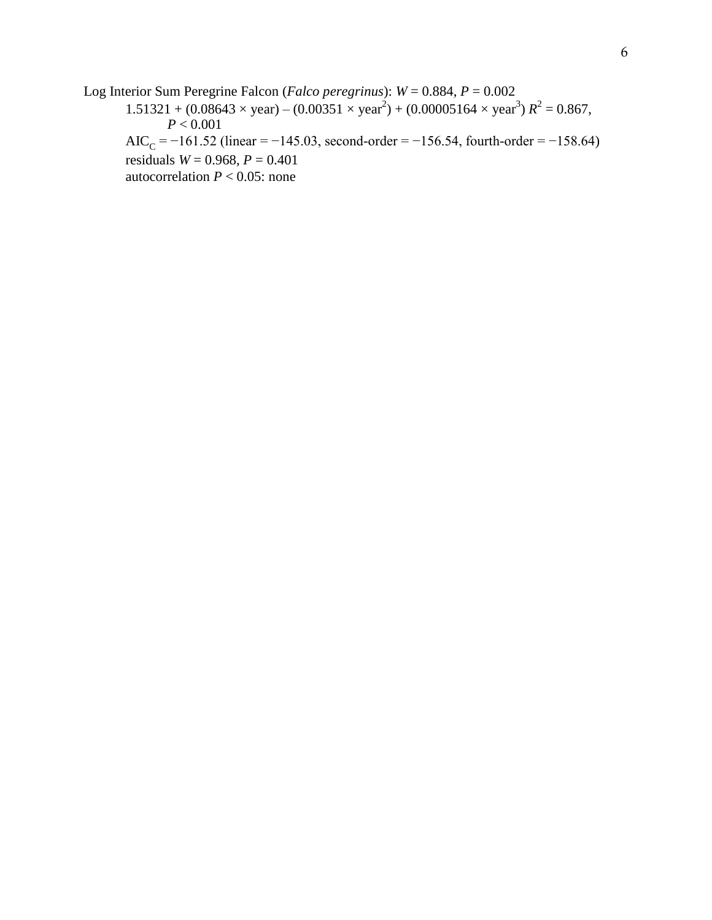Log Interior Sum Peregrine Falcon (*Falco peregrinus*): $W = 0.884$, $P = 0.002$

$1.51321 + (0.08643 \times \text{year}) - (0.00351 \times \text{year}^2) + (0.00005164 \times \text{year}^3)$ $R^2 = 0.867$, $P < 0.001$

$AIC_C = -161.52$ (linear = −145.03, second-order = −156.54, fourth-order = −158.64)

residuals $W = 0.968$, $P = 0.401$

autocorrelation $P < 0.05$: none